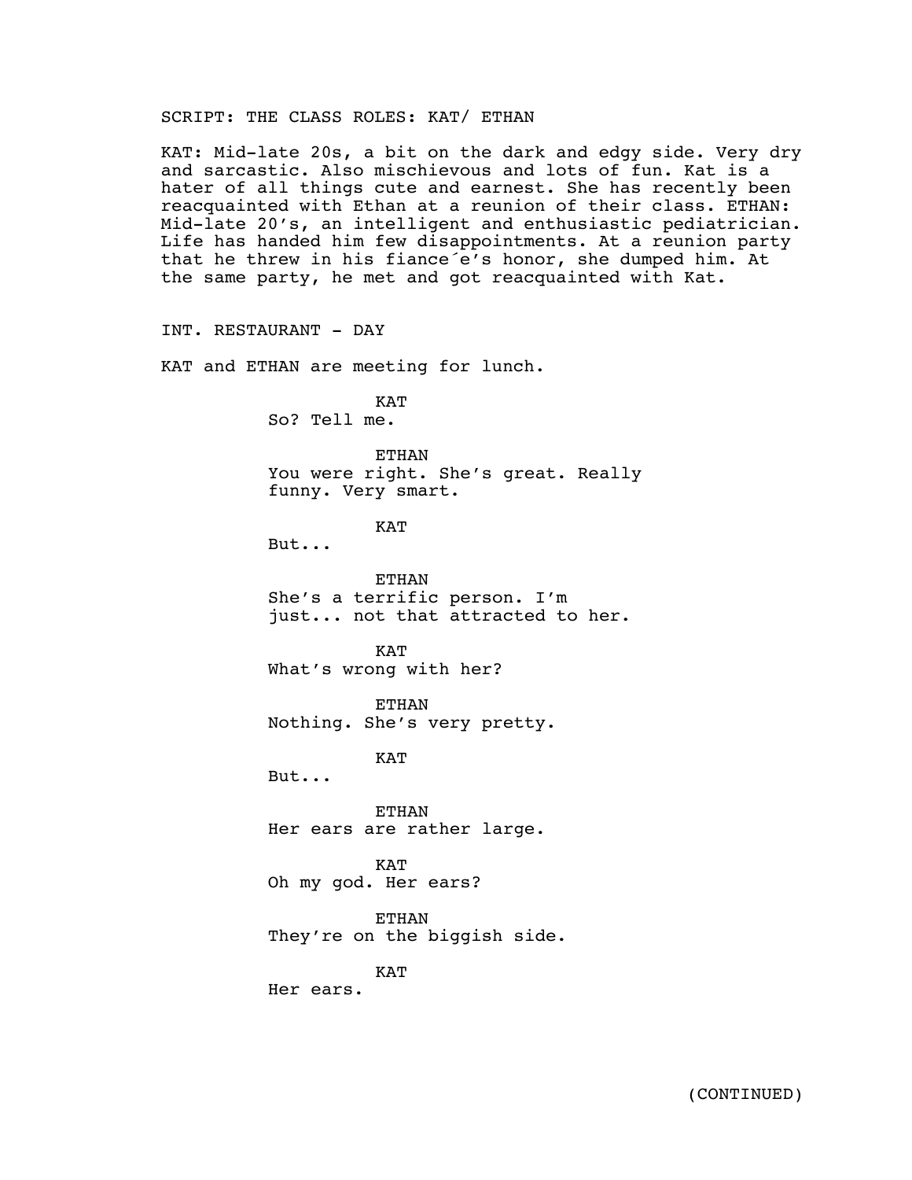SCRIPT: THE CLASS ROLES: KAT/ ETHAN

KAT: Mid-late 20s, a bit on the dark and edgy side. Very dry and sarcastic. Also mischievous and lots of fun. Kat is a hater of all things cute and earnest. She has recently been reacquainted with Ethan at a reunion of their class. ETHAN: Mid-late 20's, an intelligent and enthusiastic pediatrician. Life has handed him few disappointments. At a reunion party that he threw in his fiance´e's honor, she dumped him. At the same party, he met and got reacquainted with Kat.

INT. RESTAURANT - DAY

KAT and ETHAN are meeting for lunch.

KAT
So? Tell me.

ETHAN
You were right. She's great. Really funny. Very smart.

KAT
But...

ETHAN
She's a terrific person. I'm just... not that attracted to her.

KAT
What's wrong with her?

ETHAN
Nothing. She's very pretty.

KAT
But...

ETHAN
Her ears are rather large.

KAT
Oh my god. Her ears?

ETHAN
They're on the biggish side.

KAT
Her ears.

(CONTINUED)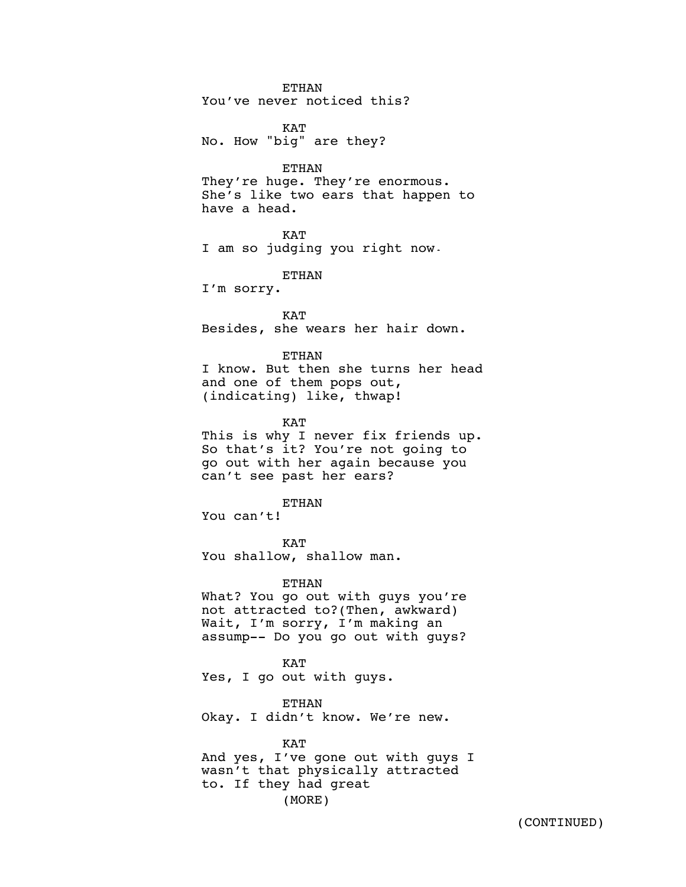ETHAN
You've never noticed this?

KAT
No. How "big" are they?

ETHAN
They're huge. They're enormous. She's like two ears that happen to have a head.

KAT
I am so judging you right now.

ETHAN
I'm sorry.

KAT
Besides, she wears her hair down.

ETHAN
I know. But then she turns her head and one of them pops out, (indicating) like, thwap!

KAT
This is why I never fix friends up. So that's it? You're not going to go out with her again because you can't see past her ears?

ETHAN
You can't!

KAT
You shallow, shallow man.

ETHAN
What? You go out with guys you're not attracted to?(Then, awkward) Wait, I'm sorry, I'm making an assump-- Do you go out with guys?

KAT
Yes, I go out with guys.

ETHAN
Okay. I didn't know. We're new.

KAT
And yes, I've gone out with guys I wasn't that physically attracted to. If they had great
(MORE)

(CONTINUED)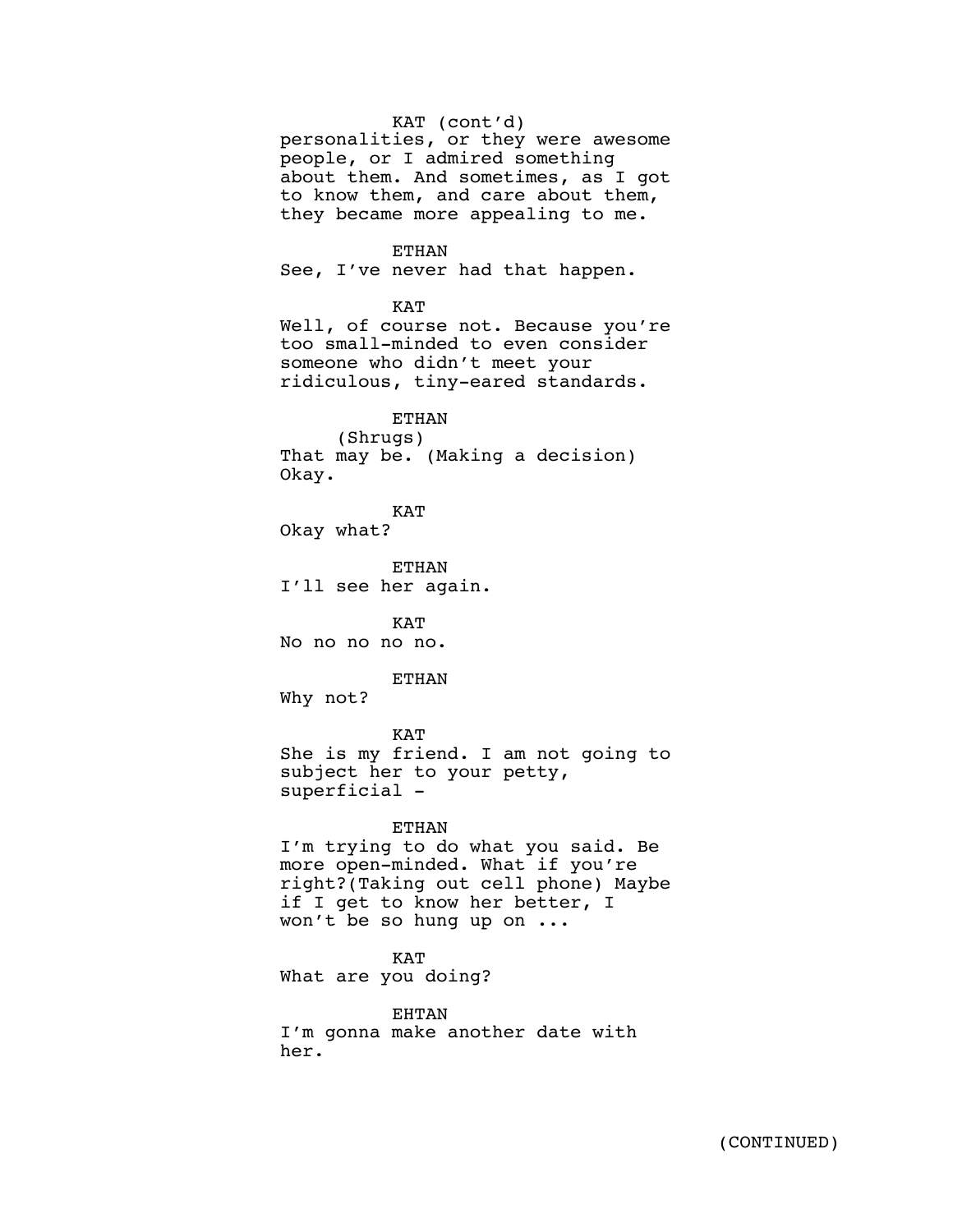KAT (cont'd)
personalities, or they were awesome people, or I admired something about them. And sometimes, as I got to know them, and care about them, they became more appealing to me.

ETHAN
See, I've never had that happen.

KAT
Well, of course not. Because you're too small-minded to even consider someone who didn't meet your ridiculous, tiny-eared standards.

ETHAN
(Shrugs)
That may be. (Making a decision) Okay.

KAT
Okay what?

ETHAN
I'll see her again.

KAT
No no no no no.

ETHAN
Why not?

KAT
She is my friend. I am not going to subject her to your petty, superficial -

ETHAN
I'm trying to do what you said. Be more open-minded. What if you're right?(Taking out cell phone) Maybe if I get to know her better, I won't be so hung up on ...

KAT
What are you doing?

EHTAN
I'm gonna make another date with her.

(CONTINUED)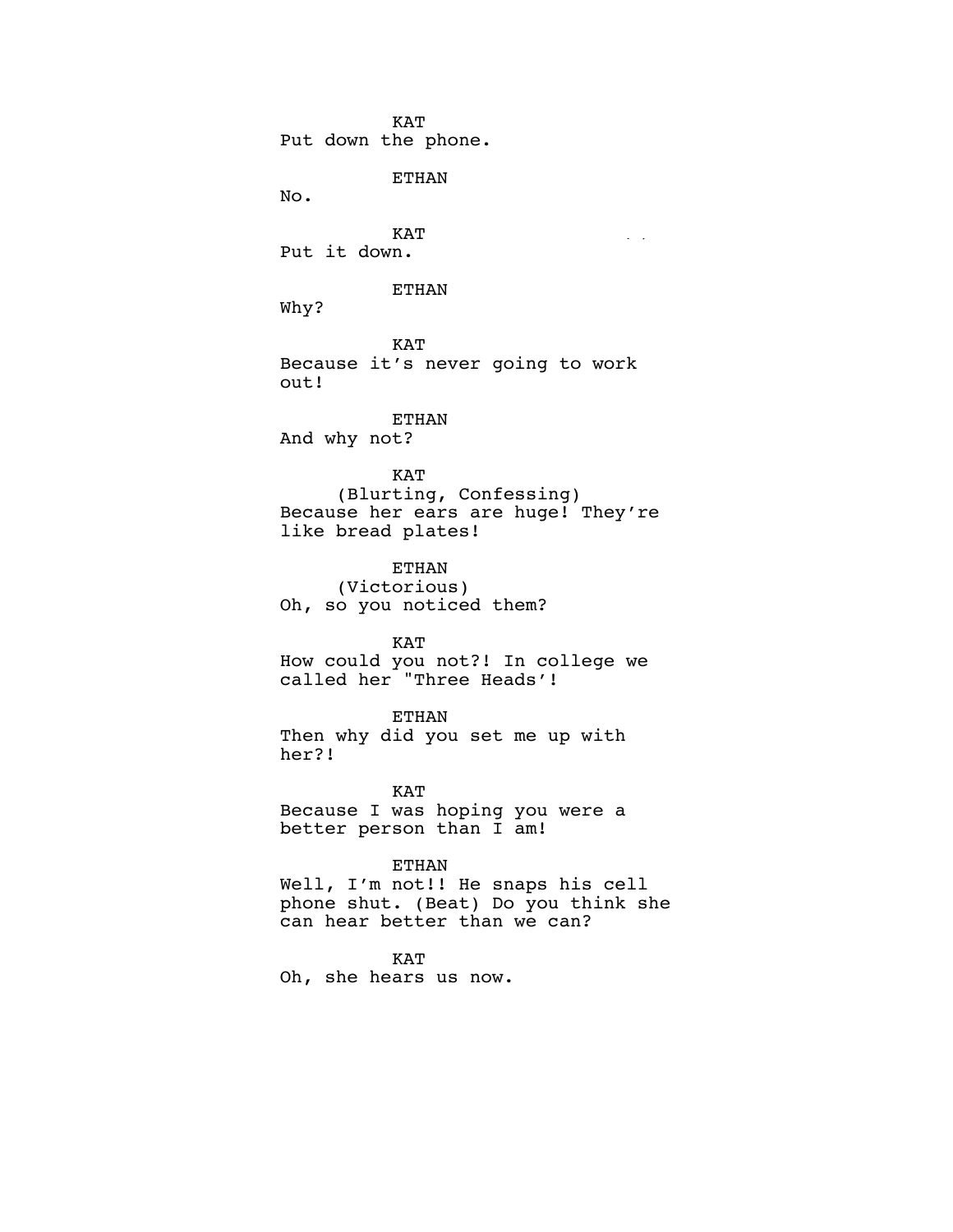KAT
Put down the phone.

ETHAN
No.

KAT
Put it down.

ETHAN
Why?

KAT
Because it's never going to work out!

ETHAN
And why not?

KAT
(Blurting, Confessing)
Because her ears are huge! They're like bread plates!

ETHAN
(Victorious)
Oh, so you noticed them?

KAT
How could you not?! In college we called her "Three Heads'!

ETHAN
Then why did you set me up with her?!

KAT
Because I was hoping you were a better person than I am!

ETHAN
Well, I'm not!! He snaps his cell phone shut. (Beat) Do you think she can hear better than we can?

KAT
Oh, she hears us now.